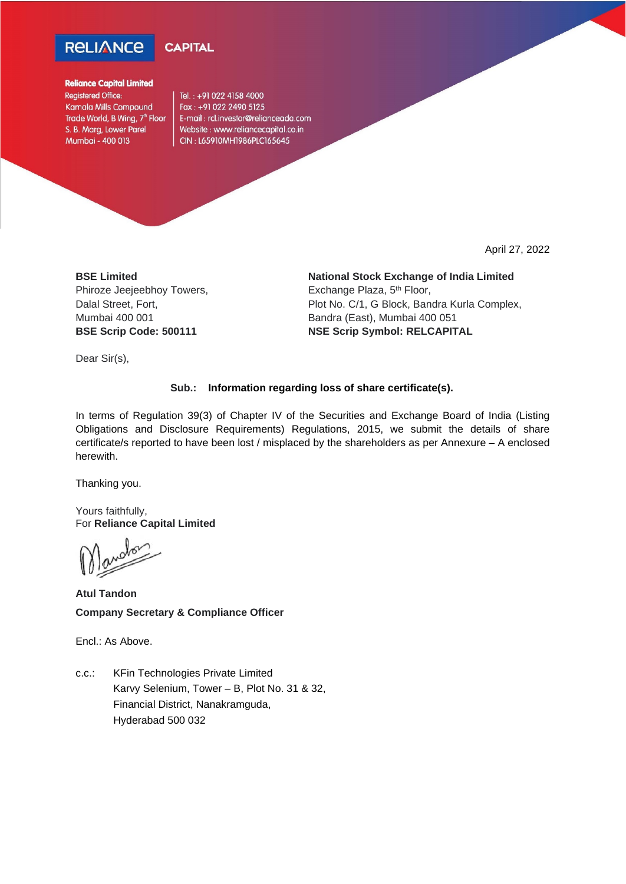**RELIANCE CAPITAL**

**Reliance Capital Limited**
Registered Office:
Kamala Mills Compound
Trade World, B Wing, 7th Floor
S. B. Marg, Lower Parel
Mumbai - 400 013

Tel. : +91 022 4158 4000
Fax : +91 022 2490 5125
E-mail : rcl.investor@relianceada.com
Website : www.reliancecapital.co.in
CIN : L65910MH1986PLC165645

April 27, 2022

**BSE Limited**
Phiroze Jeejeebhoy Towers,
Dalal Street, Fort,
Mumbai 400 001
**BSE Scrip Code: 500111**

**National Stock Exchange of India Limited**
Exchange Plaza, 5th Floor,
Plot No. C/1, G Block, Bandra Kurla Complex,
Bandra (East), Mumbai 400 051
**NSE Scrip Symbol: RELCAPITAL**

Dear Sir(s),

**Sub.: Information regarding loss of share certificate(s).**

In terms of Regulation 39(3) of Chapter IV of the Securities and Exchange Board of India (Listing Obligations and Disclosure Requirements) Regulations, 2015, we submit the details of share certificate/s reported to have been lost / misplaced by the shareholders as per Annexure – A enclosed herewith.

Thanking you.

Yours faithfully,
For **Reliance Capital Limited**

**Atul Tandon**
**Company Secretary & Compliance Officer**

Encl.: As Above.

c.c.: KFin Technologies Private Limited
Karvy Selenium, Tower – B, Plot No. 31 & 32,
Financial District, Nanakramguda,
Hyderabad 500 032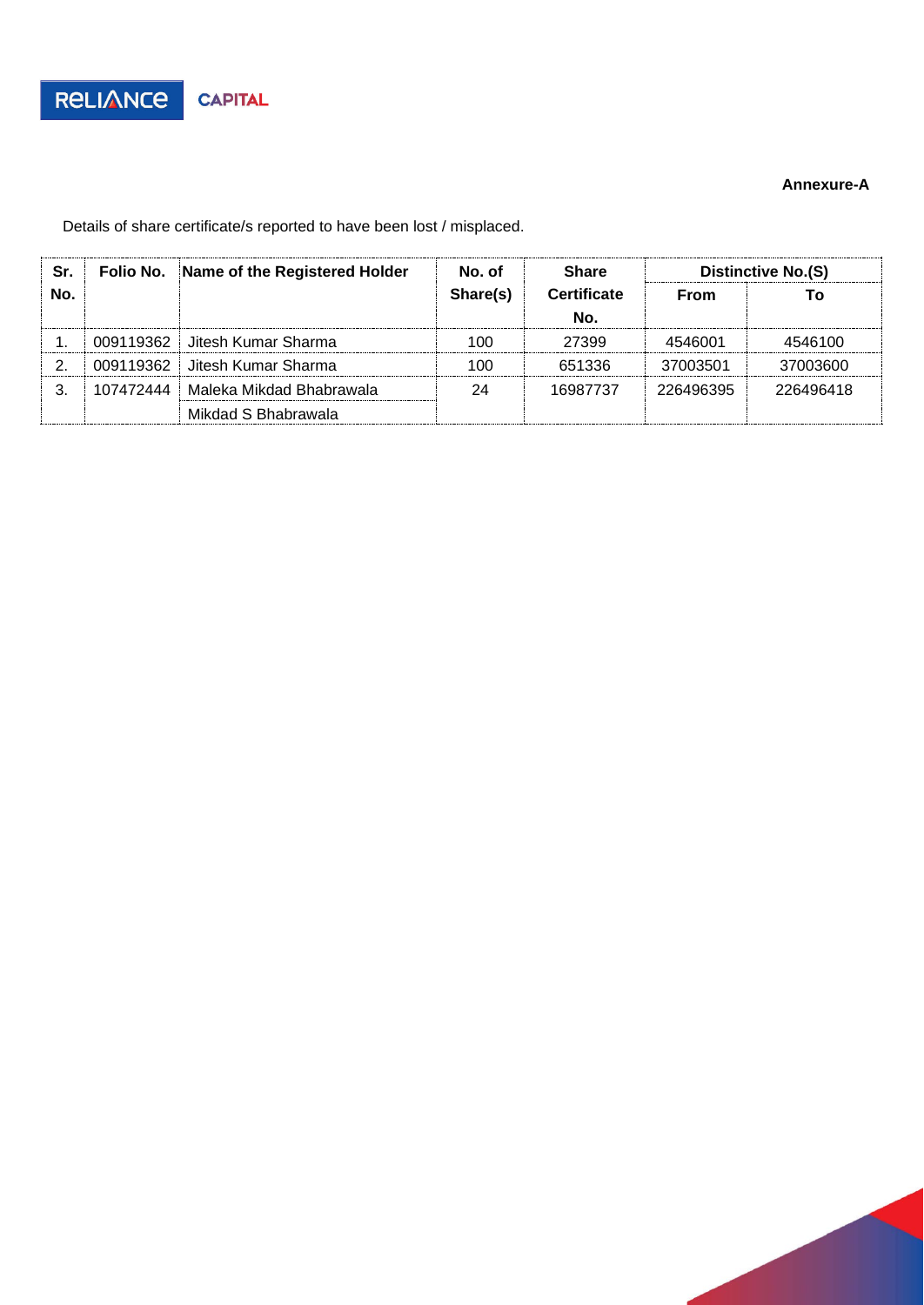**Annexure-A**

Details of share certificate/s reported to have been lost / misplaced.

| Sr. No. | Folio No. | Name of the Registered Holder | No. of Share(s) | Share Certificate No. | Distinctive No.(S) | |
|---|---|---|---|---|---|---|
| | | | | | From | To |
| 1. | 009119362 | Jitesh Kumar Sharma | 100 | 27399 | 4546001 | 4546100 |
| 2. | 009119362 | Jitesh Kumar Sharma | 100 | 651336 | 37003501 | 37003600 |
| 3. | 107472444 | Maleka Mikdad Bhabrawala<br>Mikdad S Bhabrawala | 24 | 16987737 | 226496395 | 226496418 |